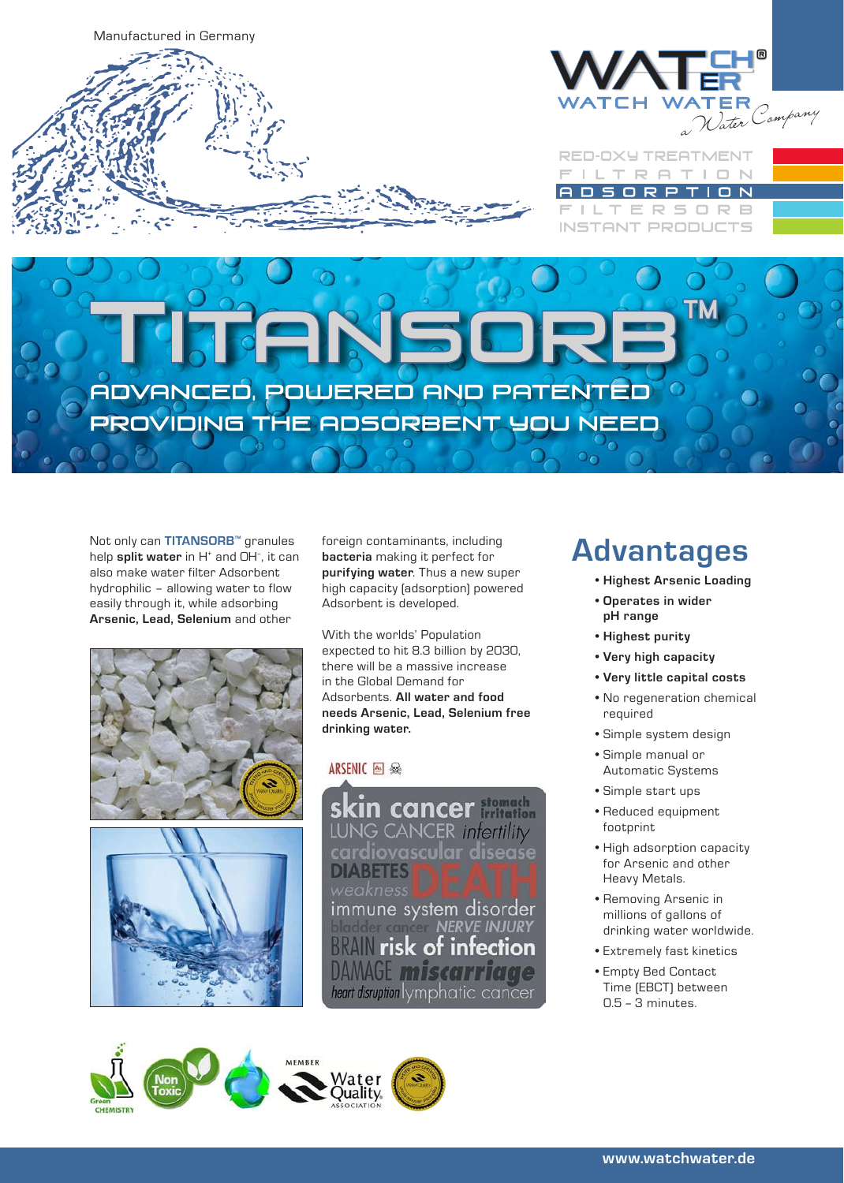Manufactured in Germany

WATCH WATER®
WATCH WATER *a Water Company*

RED-OXY TREATMENT
FILTRATION
ADSORPTION
FILTERSORB
INSTANT PRODUCTS

# TITANSORB™

## ADVANCED, POWERED AND PATENTED PROVIDING THE ADSORBENT YOU NEED

Not only can **TITANSORB™** granules help **split water** in $H^+$ and $OH^-$, it can also make water filter Adsorbent hydrophilic – allowing water to flow easily through it, while adsorbing **Arsenic, Lead, Selenium** and other foreign contaminants, including **bacteria** making it perfect for **purifying water**. Thus a new super high capacity (adsorption) powered Adsorbent is developed.

With the worlds' Population expected to hit 8.3 billion by 2030, there will be a massive increase in the Global Demand for Adsorbents. **All water and food needs Arsenic, Lead, Selenium free drinking water.**

ARSENIC

skin cancer, stomach irritation, LUNG CANCER, infertility, cardiovascular disease, DIABETES, DEATH, weakness, immune system disorder, bladder cancer, NERVE INJURY, BRAIN DAMAGE, risk of infection, miscarriage, heart disruption, lymphatic cancer

# Advantages

- **Highest Arsenic Loading**
- **Operates in wider pH range**
- **Highest purity**
- **Very high capacity**
- **Very little capital costs**
- No regeneration chemical required
- Simple system design
- Simple manual or Automatic Systems
- Simple start ups
- Reduced equipment footprint
- High adsorption capacity for Arsenic and other Heavy Metals.
- Removing Arsenic in millions of gallons of drinking water worldwide.
- Extremely fast kinetics
- Empty Bed Contact Time (EBCT) between 0.5 – 3 minutes.

Green CHEMISTRY · Non Toxic · MEMBER Water Quality ASSOCIATION

www.watchwater.de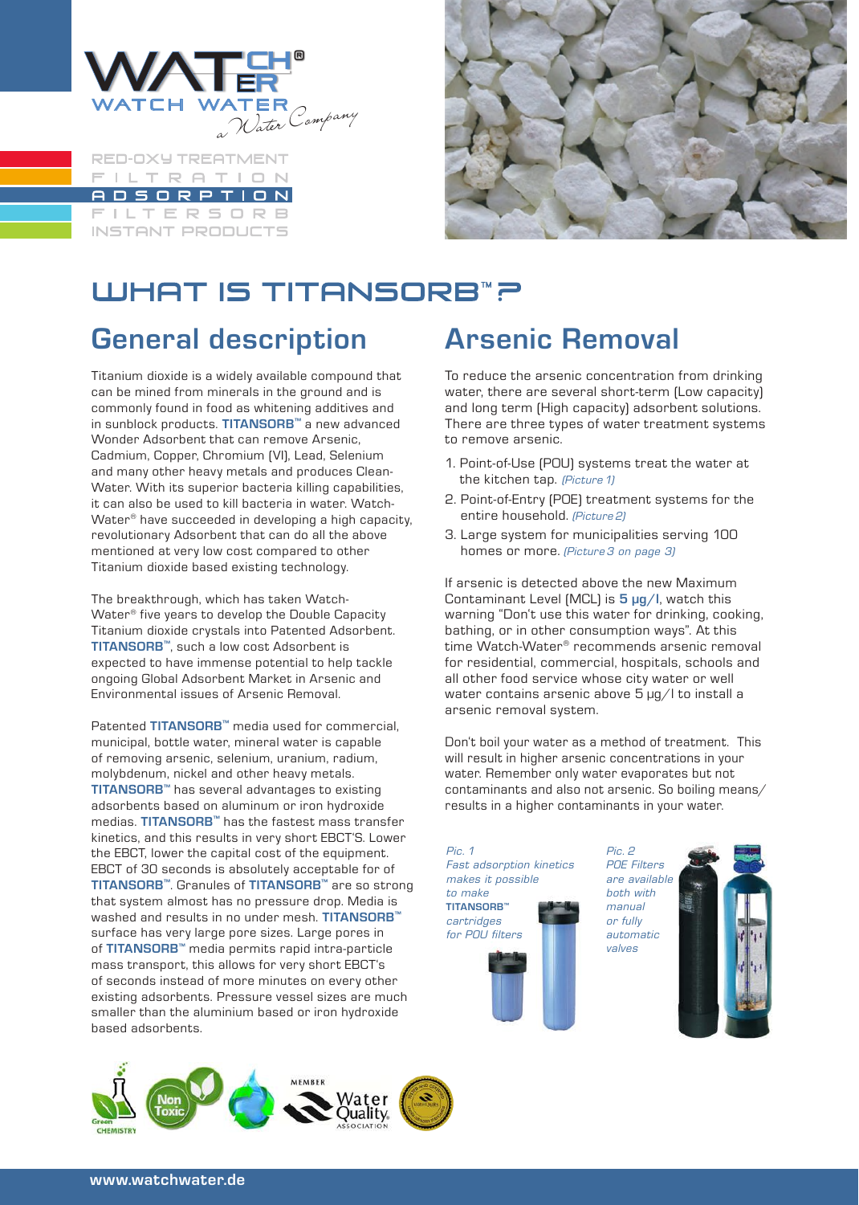WATCH WATER a Water Company

RED-OXY TREATMENT
FILTRATION
ADSORPTION
FILTERSORB
INSTANT PRODUCTS

# WHAT IS TITANSORB™?

## General description

Titanium dioxide is a widely available compound that can be mined from minerals in the ground and is commonly found in food as whitening additives and in sunblock products. **TITANSORB™** a new advanced Wonder Adsorbent that can remove Arsenic, Cadmium, Copper, Chromium (VI), Lead, Selenium and many other heavy metals and produces Clean-Water. With its superior bacteria killing capabilities, it can also be used to kill bacteria in water. Watch-Water® have succeeded in developing a high capacity, revolutionary Adsorbent that can do all the above mentioned at very low cost compared to other Titanium dioxide based existing technology.

The breakthrough, which has taken Watch-Water® five years to develop the Double Capacity Titanium dioxide crystals into Patented Adsorbent. **TITANSORB™**, such a low cost Adsorbent is expected to have immense potential to help tackle ongoing Global Adsorbent Market in Arsenic and Environmental issues of Arsenic Removal.

Patented **TITANSORB™** media used for commercial, municipal, bottle water, mineral water is capable of removing arsenic, selenium, uranium, radium, molybdenum, nickel and other heavy metals. **TITANSORB™** has several advantages to existing adsorbents based on aluminum or iron hydroxide medias. **TITANSORB™** has the fastest mass transfer kinetics, and this results in very short EBCT'S. Lower the EBCT, lower the capital cost of the equipment. EBCT of 30 seconds is absolutely acceptable for of **TITANSORB™**. Granules of **TITANSORB™** are so strong that system almost has no pressure drop. Media is washed and results in no under mesh. **TITANSORB™** surface has very large pore sizes. Large pores in of **TITANSORB™** media permits rapid intra-particle mass transport, this allows for very short EBCT's of seconds instead of more minutes on every other existing adsorbents. Pressure vessel sizes are much smaller than the aluminium based or iron hydroxide based adsorbents.

## Arsenic Removal

To reduce the arsenic concentration from drinking water, there are several short-term (Low capacity) and long term (High capacity) adsorbent solutions. There are three types of water treatment systems to remove arsenic.

1. Point-of-Use (POU) systems treat the water at the kitchen tap. *(Picture 1)*
2. Point-of-Entry (POE) treatment systems for the entire household. *(Picture 2)*
3. Large system for municipalities serving 100 homes or more. *(Picture 3 on page 3)*

If arsenic is detected above the new Maximum Contaminant Level (MCL) is **5 µg/l**, watch this warning "Don't use this water for drinking, cooking, bathing, or in other consumption ways". At this time Watch-Water® recommends arsenic removal for residential, commercial, hospitals, schools and all other food service whose city water or well water contains arsenic above 5 µg/l to install a arsenic removal system.

Don't boil your water as a method of treatment. This will result in higher arsenic concentrations in your water. Remember only water evaporates but not contaminants and also not arsenic. So boiling means/results in a higher contaminants in your water.

*Pic. 1*
*Fast adsorption kinetics makes it possible to make* ***TITANSORB™*** *cartridges for POU filters*

*Pic. 2*
*POE Filters are available both with manual or fully automatic valves*

Green CHEMISTRY · Non Toxic · MEMBER Water Quality ASSOCIATION

www.watchwater.de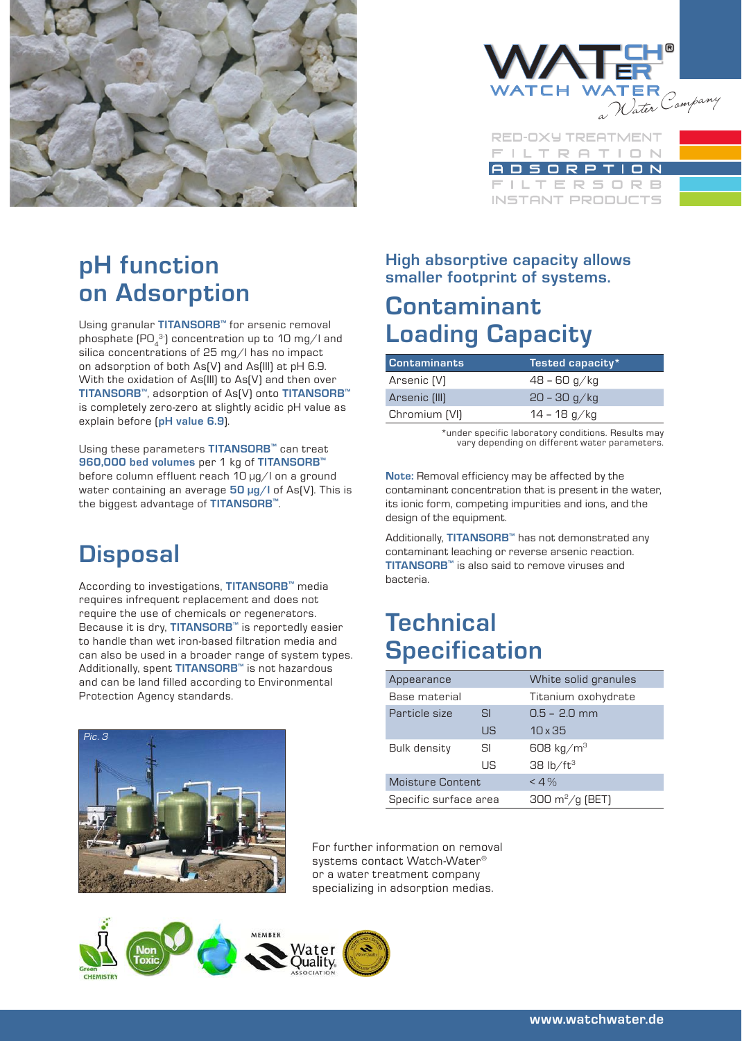RED-OXY TREATMENT
FILTRATION
ADSORPTION
FILTERSORB
INSTANT PRODUCTS

## pH function on Adsorption

Using granular **TITANSORB™** for arsenic removal phosphate ($PO_4^{3-}$) concentration up to 10 mg/l and silica concentrations of 25 mg/l has no impact on adsorption of both As(V) and As(III) at pH 6.9. With the oxidation of As(III) to As(V) and then over **TITANSORB™**, adsorption of As(V) onto **TITANSORB™** is completely zero-zero at slightly acidic pH value as explain before (**pH value 6.9**).

Using these parameters **TITANSORB™** can treat **960,000 bed volumes** per 1 kg of **TITANSORB™** before column effluent reach 10 µg/l on a ground water containing an average **50 µg/l** of As(V). This is the biggest advantage of **TITANSORB™**.

## Disposal

According to investigations, **TITANSORB™** media requires infrequent replacement and does not require the use of chemicals or regenerators. Because it is dry, **TITANSORB™** is reportedly easier to handle than wet iron-based filtration media and can also be used in a broader range of system types. Additionally, spent **TITANSORB™** is not hazardous and can be land filled according to Environmental Protection Agency standards.

Pic. 3

### High absorptive capacity allows smaller footprint of systems.

## Contaminant Loading Capacity

| Contaminants | Tested capacity* |
|---|---|
| Arsenic (V) | 48 – 60 g/kg |
| Arsenic (III) | 20 – 30 g/kg |
| Chromium (VI) | 14 – 18 g/kg |

*under specific laboratory conditions. Results may vary depending on different water parameters.

**Note:** Removal efficiency may be affected by the contaminant concentration that is present in the water, its ionic form, competing impurities and ions, and the design of the equipment.

Additionally, **TITANSORB™** has not demonstrated any contaminant leaching or reverse arsenic reaction. **TITANSORB™** is also said to remove viruses and bacteria.

## Technical Specification

| | | |
|---|---|---|
| Appearance | | White solid granules |
| Base material | | Titanium oxohydrate |
| Particle size | SI | 0.5 – 2.0 mm |
| | US | 10 x 35 |
| Bulk density | SI | 608 kg/m³ |
| | US | 38 lb/ft³ |
| Moisture Content | | < 4 % |
| Specific surface area | | 300 m²/g (BET) |

For further information on removal systems contact Watch-Water® or a water treatment company specializing in adsorption medias.

www.watchwater.de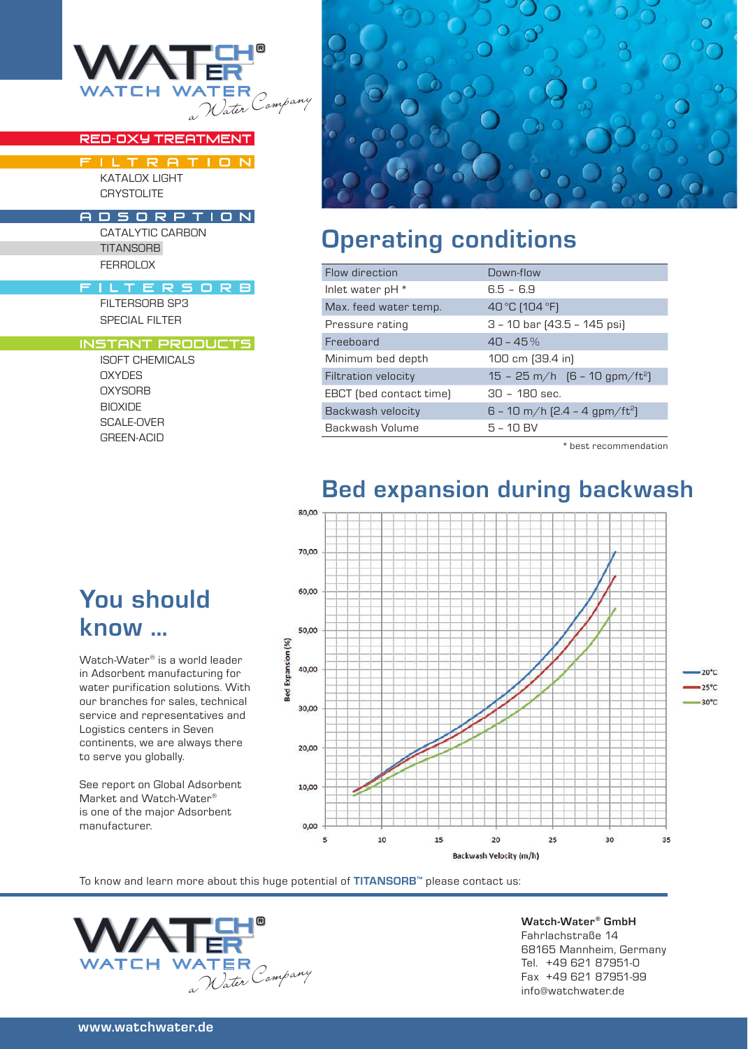WATCH WATER
WATCH WATER
a Water Company

RED-OXY TREATMENT

FILTRATION
- KATALOX LIGHT
- CRYSTOLITE

ADSORPTION
- CATALYTIC CARBON
- TITANSORB
- FERROLOX

FILTERSORB
- FILTERSORB SP3
- SPECIAL FILTER

INSTANT PRODUCTS
- ISOFT CHEMICALS
- OXYDES
- OXYSORB
- BIOXIDE
- SCALE-OVER
- GREEN-ACID

## Operating conditions

| | |
|---|---|
| Flow direction | Down-flow |
| Inlet water pH * | 6.5 – 6.9 |
| Max. feed water temp. | 40 °C (104 °F) |
| Pressure rating | 3 – 10 bar (43.5 – 145 psi) |
| Freeboard | 40 – 45 % |
| Minimum bed depth | 100 cm (39.4 in) |
| Filtration velocity | 15 – 25 m/h (6 – 10 gpm/ft²) |
| EBCT (bed contact time) | 30 – 180 sec. |
| Backwash velocity | 6 – 10 m/h (2.4 – 4 gpm/ft²) |
| Backwash Volume | 5 – 10 BV |

\* best recommendation

## Bed expansion during backwash

Bed Expansion (%)

80,00
70,00
60,00
50,00
40,00
30,00
20,00
10,00
0,00

5
10
15
20
25
30
35

Backwash Velocity (m/h)

20°C
25°C
30°C

## You should know ...

Watch-Water® is a world leader in Adsorbent manufacturing for water purification solutions. With our branches for sales, technical service and representatives and Logistics centers in Seven continents, we are always there to serve you globally.

See report on Global Adsorbent Market and Watch-Water® is one of the major Adsorbent manufacturer.

To know and learn more about this huge potential of **TITANSORB**™ please contact us:

WATCH WATER
WATCH WATER
a Water Company

**Watch-Water® GmbH**
Fahrlachstraße 14
68165 Mannheim, Germany
Tel. +49 621 87951-0
Fax +49 621 87951-99
info@watchwater.de

www.watchwater.de